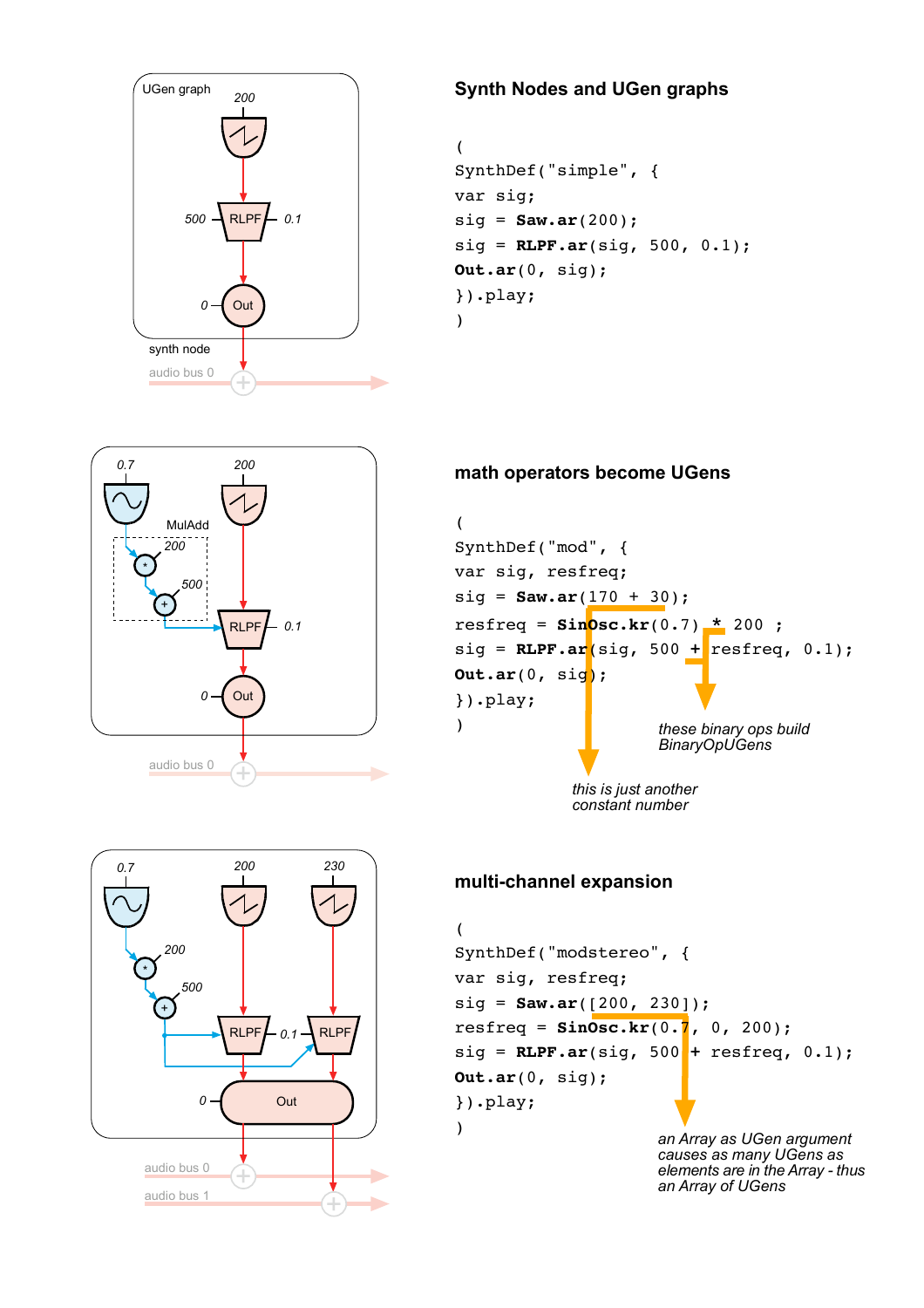## Synth Nodes and UGen graphs

```
(
SynthDef("simple", {
var sig;
sig = Saw.ar(200);
sig = RLPF.ar(sig, 500, 0.1);
Out.ar(0, sig);
}).play;
)
```

## math operators become UGens

```
(
SynthDef("mod", {
var sig, resfreq;
sig = Saw.ar(170 + 30);
resfreq = SinOsc.kr(0.7) * 200 ;
sig = RLPF.ar(sig, 500 + resfreq, 0.1);
Out.ar(0, sig);
}).play;
)
```

*these binary ops build BinaryOpUGens*

*this is just another constant number*

## multi-channel expansion

```
(
SynthDef("modstereo", {
var sig, resfreq;
sig = Saw.ar([200, 230]);
resfreq = SinOsc.kr(0.7, 0, 200);
sig = RLPF.ar(sig, 500 + resfreq, 0.1);
Out.ar(0, sig);
}).play;
)
```

*an Array as UGen argument causes as many UGens as elements are in the Array - thus an Array of UGens*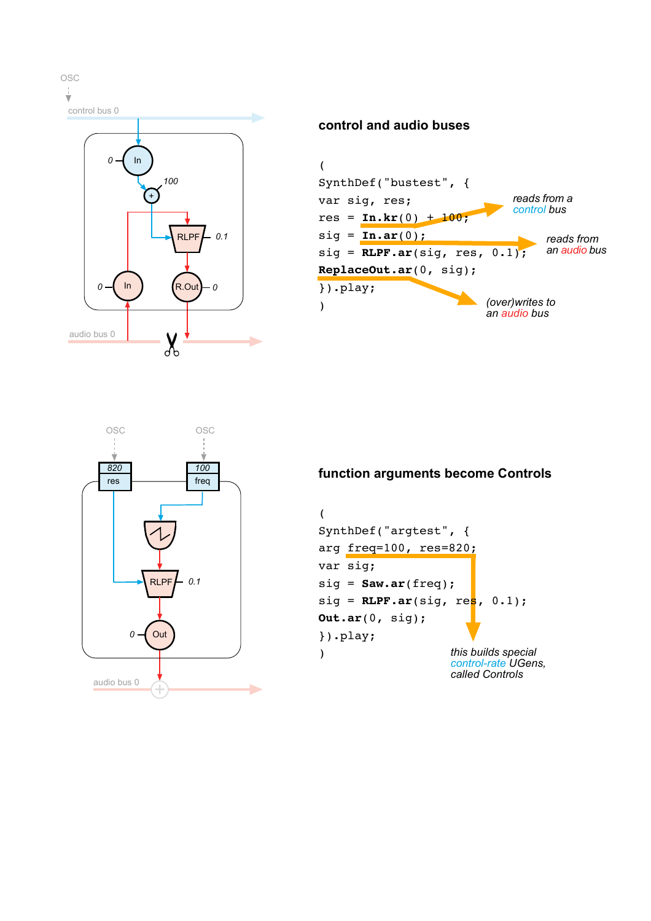## control and audio buses

```
(
SynthDef("bustest", {
var sig, res;
res = In.kr(0) + 100;
sig = In.ar(0);
sig = RLPF.ar(sig, res, 0.1);
ReplaceOut.ar(0, sig);
}).play;
)
```

*reads from a control bus*

*reads from an audio bus*

*(over)writes to an audio bus*

## function arguments become Controls

```
(
SynthDef("argtest", {
arg freq=100, res=820;
var sig;
sig = Saw.ar(freq);
sig = RLPF.ar(sig, res, 0.1);
Out.ar(0, sig);
}).play;
)
```

*this builds special control-rate UGens, called Controls*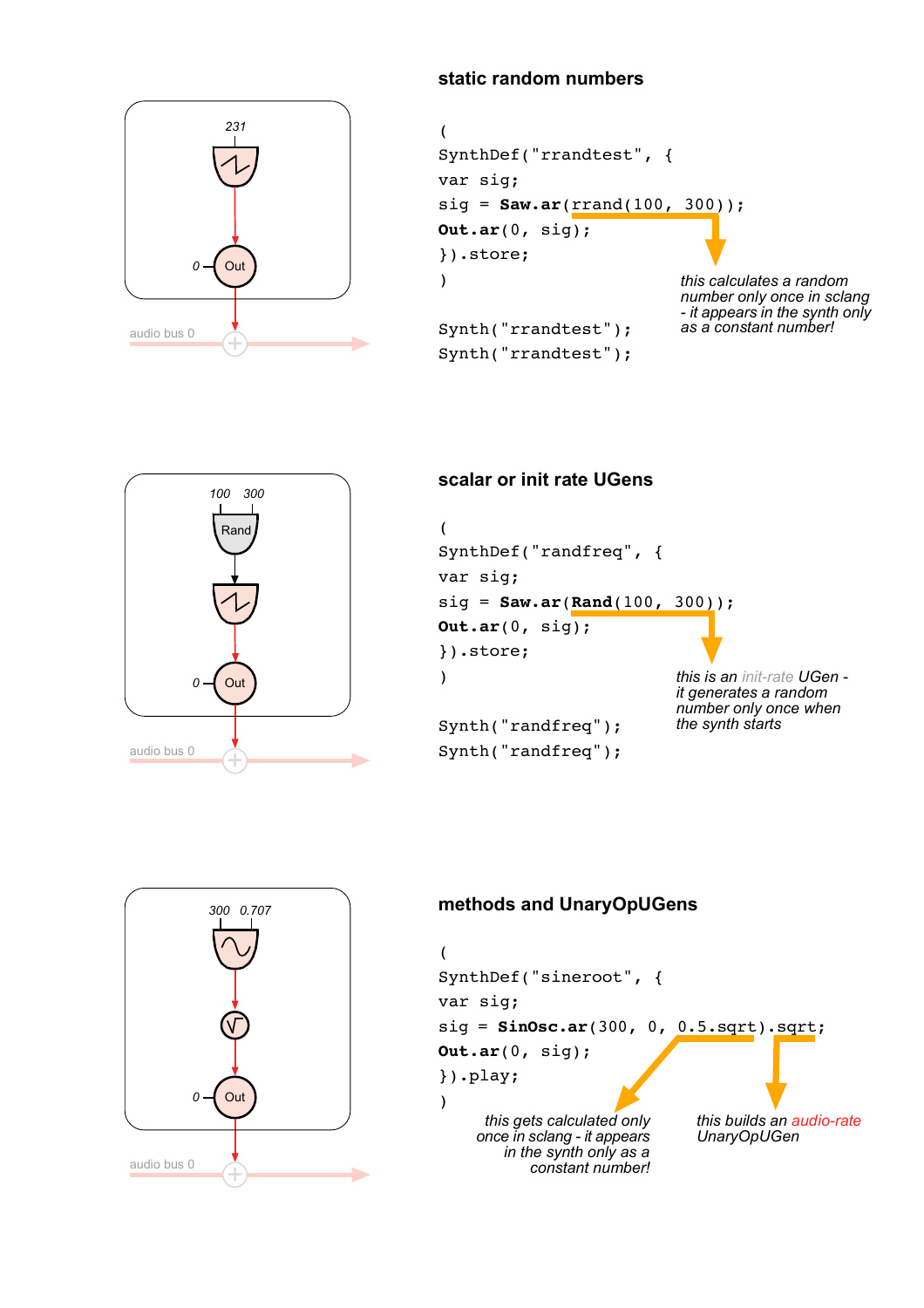231

0 Out

audio bus 0

## static random numbers

```
(
SynthDef("rrandtest", {
var sig;
sig = Saw.ar(rrand(100, 300));
Out.ar(0, sig);
}).store;
)

Synth("rrandtest");
Synth("rrandtest");
```

*this calculates a random number only once in sclang - it appears in the synth only as a constant number!*

100 300

Rand

0 Out

audio bus 0

## scalar or init rate UGens

```
(
SynthDef("randfreq", {
var sig;
sig = Saw.ar(Rand(100, 300));
Out.ar(0, sig);
}).store;
)

Synth("randfreq");
Synth("randfreq");
```

*this is an init-rate UGen - it generates a random number only once when the synth starts*

300 0.707

0 Out

audio bus 0

## methods and UnaryOpUGens

```
(
SynthDef("sineroot", {
var sig;
sig = SinOsc.ar(300, 0, 0.5.sqrt).sqrt;
Out.ar(0, sig);
}).play;
)
```

*this gets calculated only once in sclang - it appears in the synth only as a constant number!*

*this builds an audio-rate UnaryOpUGen*